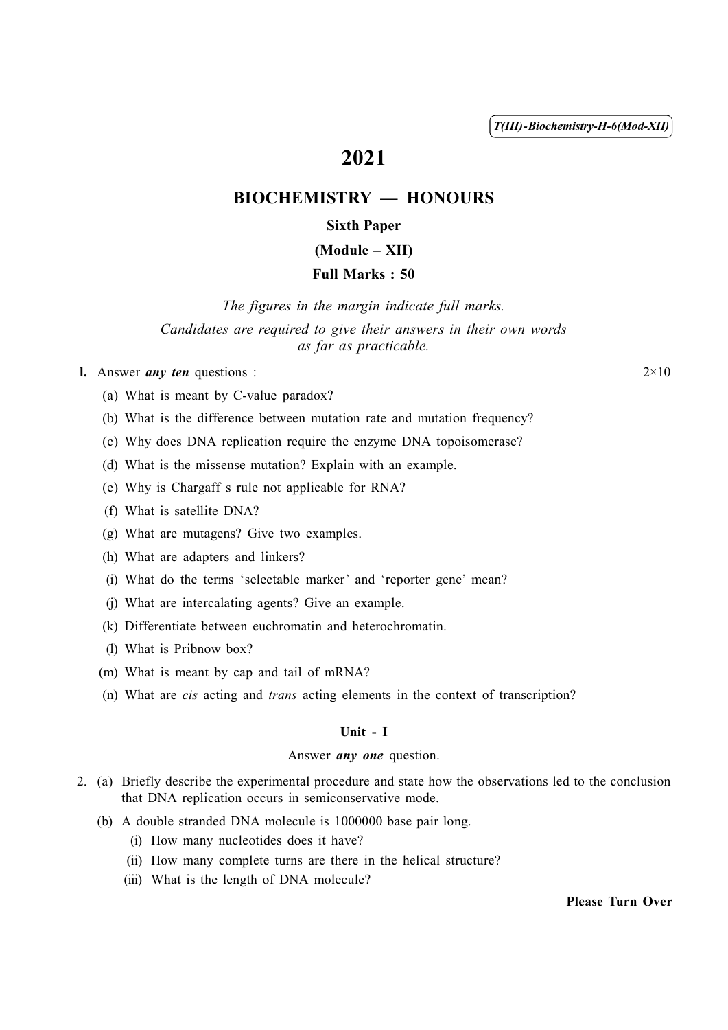T(III)-Biochemistry-H-6(Mod-XII)

# 2021

## BIOCHEMISTRY — HONOURS

### Sixth Paper

### (Module – XII)

### Full Marks : 50

*The figures in the margin indicate full marks.*

*Candidates are required to give their answers in their own words as far as practicable.*

**1.** Answer ***any ten*** questions : 2×10

(a) What is meant by C-value paradox?

(b) What is the difference between mutation rate and mutation frequency?

(c) Why does DNA replication require the enzyme DNA topoisomerase?

(d) What is the missense mutation? Explain with an example.

(e) Why is Chargaff s rule not applicable for RNA?

(f) What is satellite DNA?

(g) What are mutagens? Give two examples.

(h) What are adapters and linkers?

(i) What do the terms 'selectable marker' and 'reporter gene' mean?

(j) What are intercalating agents? Give an example.

(k) Differentiate between euchromatin and heterochromatin.

(l) What is Pribnow box?

(m) What is meant by cap and tail of mRNA?

(n) What are *cis* acting and *trans* acting elements in the context of transcription?

#### Unit - I

Answer ***any one*** question.

2. (a) Briefly describe the experimental procedure and state how the observations led to the conclusion that DNA replication occurs in semiconservative mode.

(b) A double stranded DNA molecule is 1000000 base pair long.

(i) How many nucleotides does it have?

(ii) How many complete turns are there in the helical structure?

(iii) What is the length of DNA molecule?

**Please Turn Over**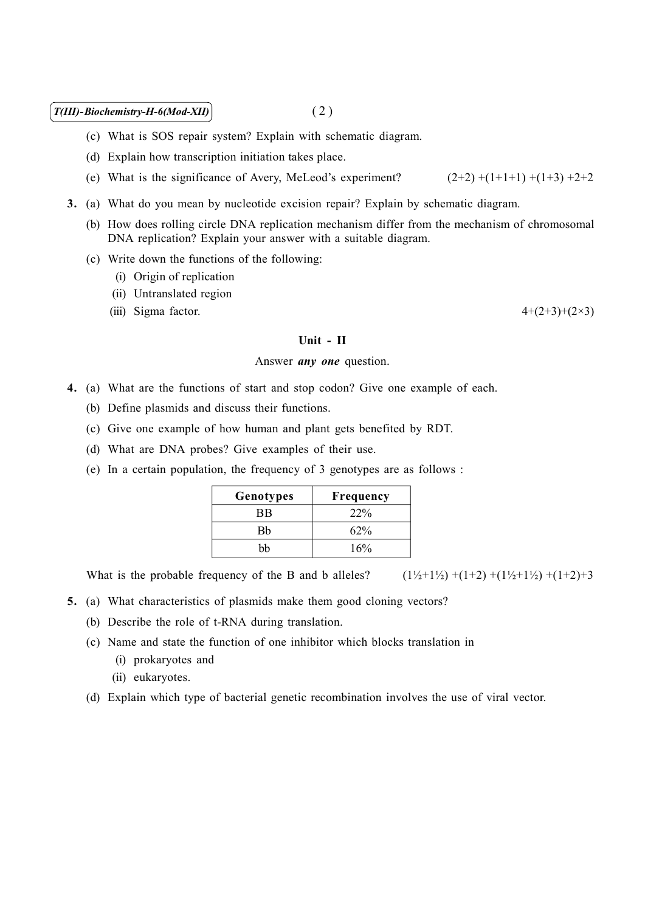(c) What is SOS repair system? Explain with schematic diagram.

(d) Explain how transcription initiation takes place.

(e) What is the significance of Avery, MeLeod's experiment? (2+2) +(1+1+1) +(1+3) +2+2

**3.** (a) What do you mean by nucleotide excision repair? Explain by schematic diagram.

(b) How does rolling circle DNA replication mechanism differ from the mechanism of chromosomal DNA replication? Explain your answer with a suitable diagram.

(c) Write down the functions of the following:

(i) Origin of replication

(ii) Untranslated region

(iii) Sigma factor. 4+(2+3)+(2×3)

## Unit - II

Answer ***any one*** question.

**4.** (a) What are the functions of start and stop codon? Give one example of each.

(b) Define plasmids and discuss their functions.

(c) Give one example of how human and plant gets benefited by RDT.

(d) What are DNA probes? Give examples of their use.

(e) In a certain population, the frequency of 3 genotypes are as follows :

| Genotypes | Frequency |
|---|---|
| BB | 22% |
| Bb | 62% |
| bb | 16% |

What is the probable frequency of the B and b alleles? (1½+1½) +(1+2) +(1½+1½) +(1+2)+3

**5.** (a) What characteristics of plasmids make them good cloning vectors?

(b) Describe the role of t-RNA during translation.

(c) Name and state the function of one inhibitor which blocks translation in

(i) prokaryotes and

(ii) eukaryotes.

(d) Explain which type of bacterial genetic recombination involves the use of viral vector.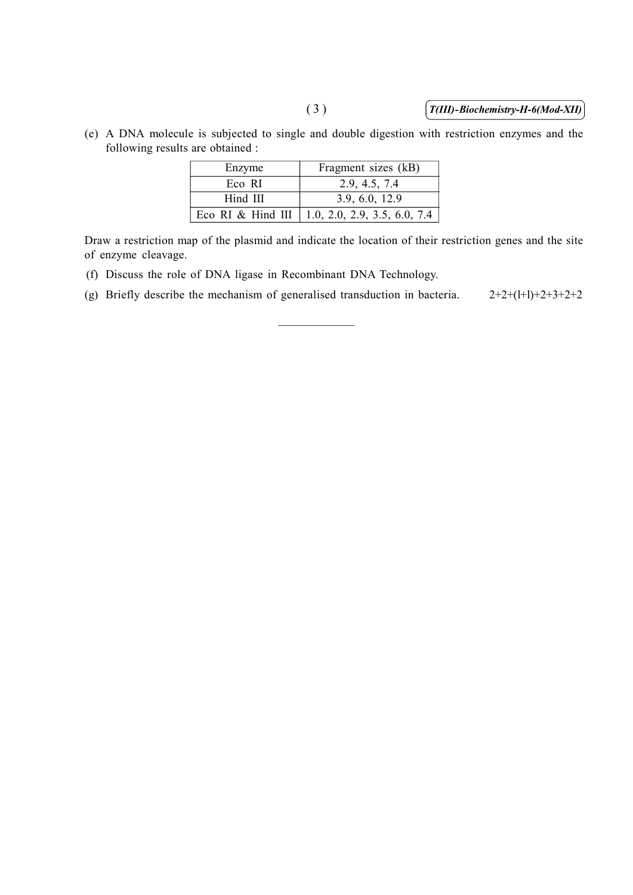(e) A DNA molecule is subjected to single and double digestion with restriction enzymes and the following results are obtained :

| Enzyme | Fragment sizes (kB) |
|---|---|
| Eco RI | 2.9, 4.5, 7.4 |
| Hind III | 3.9, 6.0, 12.9 |
| Eco RI & Hind III | 1.0, 2.0, 2.9, 3.5, 6.0, 7.4 |

Draw a restriction map of the plasmid and indicate the location of their restriction genes and the site of enzyme cleavage.

(f) Discuss the role of DNA ligase in Recombinant DNA Technology.

(g) Briefly describe the mechanism of generalised transduction in bacteria. 2+2+(1+1)+2+3+2+2